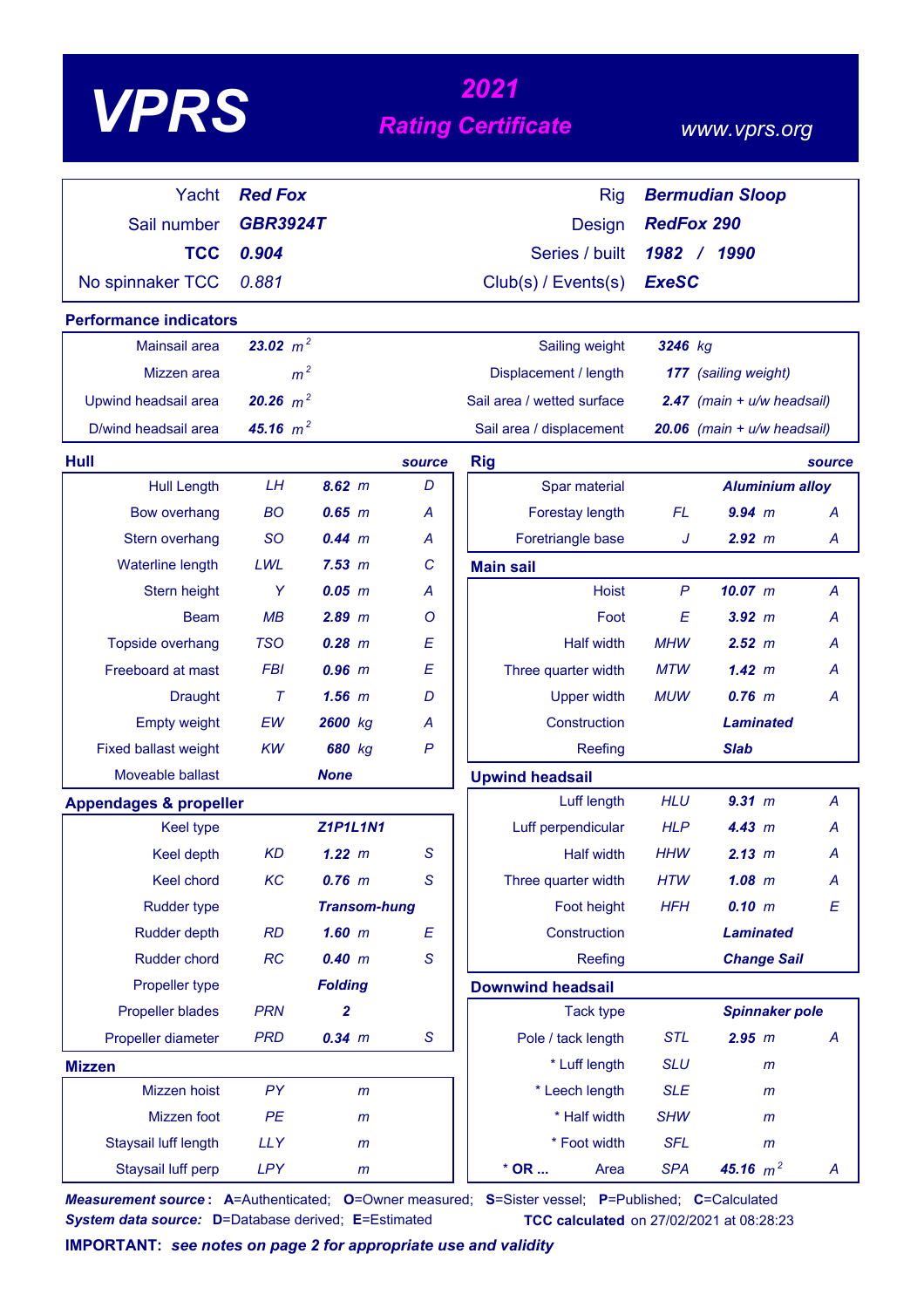# VPRS

## 2021 Rating Certificate

www.vprs.org

| | | | |
|---|---|---|---|
| Yacht | **Red Fox** | Rig | **Bermudian Sloop** |
| Sail number | **GBR3924T** | Design | **RedFox 290** |
| **TCC** | **0.904** | Series / built | **1982 / 1990** |
| No spinnaker TCC | 0.881 | Club(s) / Events(s) | **ExeSC** |

### Performance indicators

| | | | |
|---|---|---|---|
| Mainsail area | **23.02** $m^2$ | Sailing weight | **3246** kg |
| Mizzen area | $m^2$ | Displacement / length | **177** (sailing weight) |
| Upwind headsail area | **20.26** $m^2$ | Sail area / wetted surface | **2.47** (main + u/w headsail) |
| D/wind headsail area | **45.16** $m^2$ | Sail area / displacement | **20.06** (main + u/w headsail) |

### Hull

| | | | source |
|---|---|---|---|
| Hull Length | LH | **8.62** m | D |
| Bow overhang | BO | **0.65** m | A |
| Stern overhang | SO | **0.44** m | A |
| Waterline length | LWL | **7.53** m | C |
| Stern height | Y | **0.05** m | A |
| Beam | MB | **2.89** m | O |
| Topside overhang | TSO | **0.28** m | E |
| Freeboard at mast | FBI | **0.96** m | E |
| Draught | T | **1.56** m | D |
| Empty weight | EW | **2600** kg | A |
| Fixed ballast weight | KW | **680** kg | P |
| Moveable ballast | | **None** | |

### Appendages & propeller

| | | | |
|---|---|---|---|
| Keel type | | **Z1P1L1N1** | |
| Keel depth | KD | **1.22** m | S |
| Keel chord | KC | **0.76** m | S |
| Rudder type | | **Transom-hung** | |
| Rudder depth | RD | **1.60** m | E |
| Rudder chord | RC | **0.40** m | S |
| Propeller type | | **Folding** | |
| Propeller blades | PRN | **2** | |
| Propeller diameter | PRD | **0.34** m | S |

### Mizzen

| | | |
|---|---|---|
| Mizzen hoist | PY | m |
| Mizzen foot | PE | m |
| Staysail luff length | LLY | m |
| Staysail luff perp | LPY | m |

### Rig

| | | | source |
|---|---|---|---|
| Spar material | | **Aluminium alloy** | |
| Forestay length | FL | **9.94** m | A |
| Foretriangle base | J | **2.92** m | A |

### Main sail

| | | | |
|---|---|---|---|
| Hoist | P | **10.07** m | A |
| Foot | E | **3.92** m | A |
| Half width | MHW | **2.52** m | A |
| Three quarter width | MTW | **1.42** m | A |
| Upper width | MUW | **0.76** m | A |
| Construction | | **Laminated** | |
| Reefing | | **Slab** | |

### Upwind headsail

| | | | |
|---|---|---|---|
| Luff length | HLU | **9.31** m | A |
| Luff perpendicular | HLP | **4.43** m | A |
| Half width | HHW | **2.13** m | A |
| Three quarter width | HTW | **1.08** m | A |
| Foot height | HFH | **0.10** m | E |
| Construction | | **Laminated** | |
| Reefing | | **Change Sail** | |

### Downwind headsail

| | | | |
|---|---|---|---|
| Tack type | | **Spinnaker pole** | |
| Pole / tack length | STL | **2.95** m | A |
| * Luff length | SLU | m | |
| * Leech length | SLE | m | |
| * Half width | SHW | m | |
| * Foot width | SFL | m | |
| * **OR ...** Area | SPA | **45.16** $m^2$ | A |

***Measurement source*: A**=Authenticated; **O**=Owner measured; **S**=Sister vessel; **P**=Published; **C**=Calculated
***System data source:* D**=Database derived; **E**=Estimated

**TCC calculated** on 27/02/2021 at 08:28:23

**IMPORTANT:** ***see notes on page 2 for appropriate use and validity***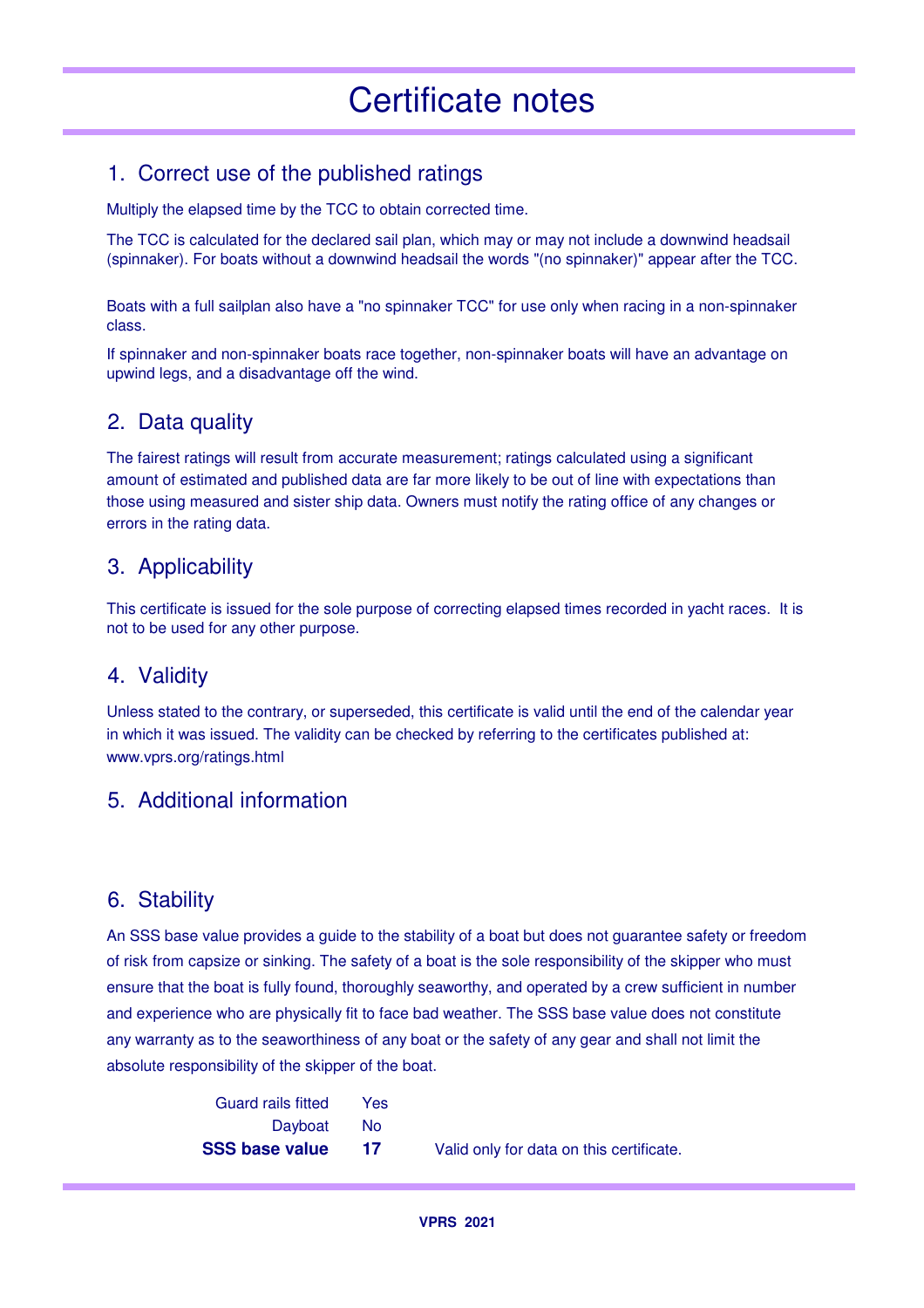# Certificate notes

## 1. Correct use of the published ratings

Multiply the elapsed time by the TCC to obtain corrected time.

The TCC is calculated for the declared sail plan, which may or may not include a downwind headsail (spinnaker). For boats without a downwind headsail the words "(no spinnaker)" appear after the TCC.

Boats with a full sailplan also have a "no spinnaker TCC" for use only when racing in a non-spinnaker class.

If spinnaker and non-spinnaker boats race together, non-spinnaker boats will have an advantage on upwind legs, and a disadvantage off the wind.

## 2. Data quality

The fairest ratings will result from accurate measurement; ratings calculated using a significant amount of estimated and published data are far more likely to be out of line with expectations than those using measured and sister ship data. Owners must notify the rating office of any changes or errors in the rating data.

## 3. Applicability

This certificate is issued for the sole purpose of correcting elapsed times recorded in yacht races. It is not to be used for any other purpose.

## 4. Validity

Unless stated to the contrary, or superseded, this certificate is valid until the end of the calendar year in which it was issued. The validity can be checked by referring to the certificates published at: www.vprs.org/ratings.html

## 5. Additional information

## 6. Stability

An SSS base value provides a guide to the stability of a boat but does not guarantee safety or freedom of risk from capsize or sinking. The safety of a boat is the sole responsibility of the skipper who must ensure that the boat is fully found, thoroughly seaworthy, and operated by a crew sufficient in number and experience who are physically fit to face bad weather. The SSS base value does not constitute any warranty as to the seaworthiness of any boat or the safety of any gear and shall not limit the absolute responsibility of the skipper of the boat.

| | | |
|---|---|---|
| Guard rails fitted | Yes | |
| Dayboat | No | |
| **SSS base value** | **17** | Valid only for data on this certificate. |

**VPRS 2021**